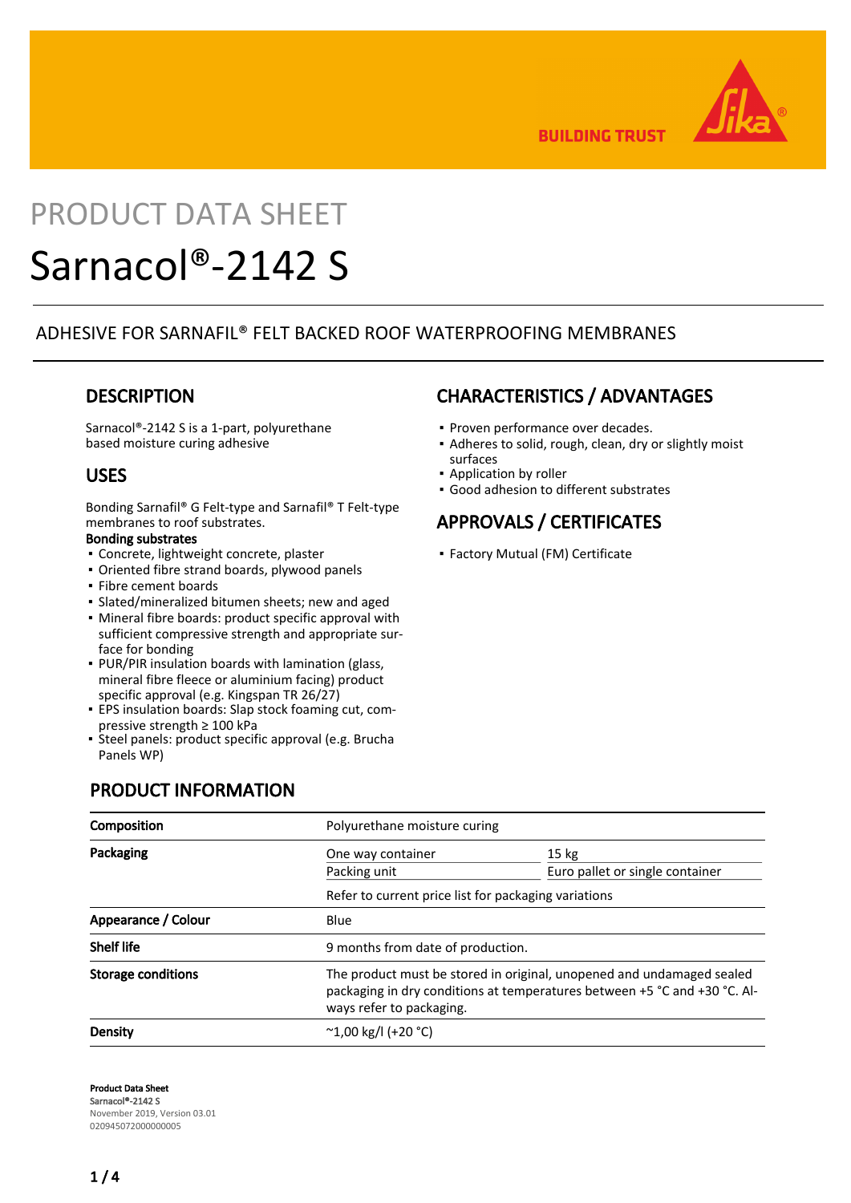BUILDING TRUST

# PRODUCT DATA SHEET

# Sarnacol®-2142 S

ADHESIVE FOR SARNAFIL® FELT BACKED ROOF WATERPROOFING MEMBRANES

## DESCRIPTION

Sarnacol®-2142 S is a 1-part, polyurethane based moisture curing adhesive

## USES

Bonding Sarnafil® G Felt-type and Sarnafil® T Felt-type membranes to roof substrates.

**Bonding substrates**

- Concrete, lightweight concrete, plaster
- Oriented fibre strand boards, plywood panels
- Fibre cement boards
- Slated/mineralized bitumen sheets; new and aged
- Mineral fibre boards: product specific approval with sufficient compressive strength and appropriate surface for bonding
- PUR/PIR insulation boards with lamination (glass, mineral fibre fleece or aluminium facing) product specific approval (e.g. Kingspan TR 26/27)
- EPS insulation boards: Slap stock foaming cut, compressive strength ≥ 100 kPa
- Steel panels: product specific approval (e.g. Brucha Panels WP)

## CHARACTERISTICS / ADVANTAGES

- Proven performance over decades.
- Adheres to solid, rough, clean, dry or slightly moist surfaces
- Application by roller
- Good adhesion to different substrates

## APPROVALS / CERTIFICATES

- Factory Mutual (FM) Certificate

## PRODUCT INFORMATION

| | | |
|---|---|---|
| **Composition** | Polyurethane moisture curing | |
| **Packaging** | One way container | 15 kg |
| | Packing unit | Euro pallet or single container |
| | Refer to current price list for packaging variations | |
| **Appearance / Colour** | Blue | |
| **Shelf life** | 9 months from date of production. | |
| **Storage conditions** | The product must be stored in original, unopened and undamaged sealed packaging in dry conditions at temperatures between +5 °C and +30 °C. Always refer to packaging. | |
| **Density** | ~1,00 kg/l (+20 °C) | |

**Product Data Sheet**
**Sarnacol®-2142 S**
November 2019, Version 03.01
020945072000000005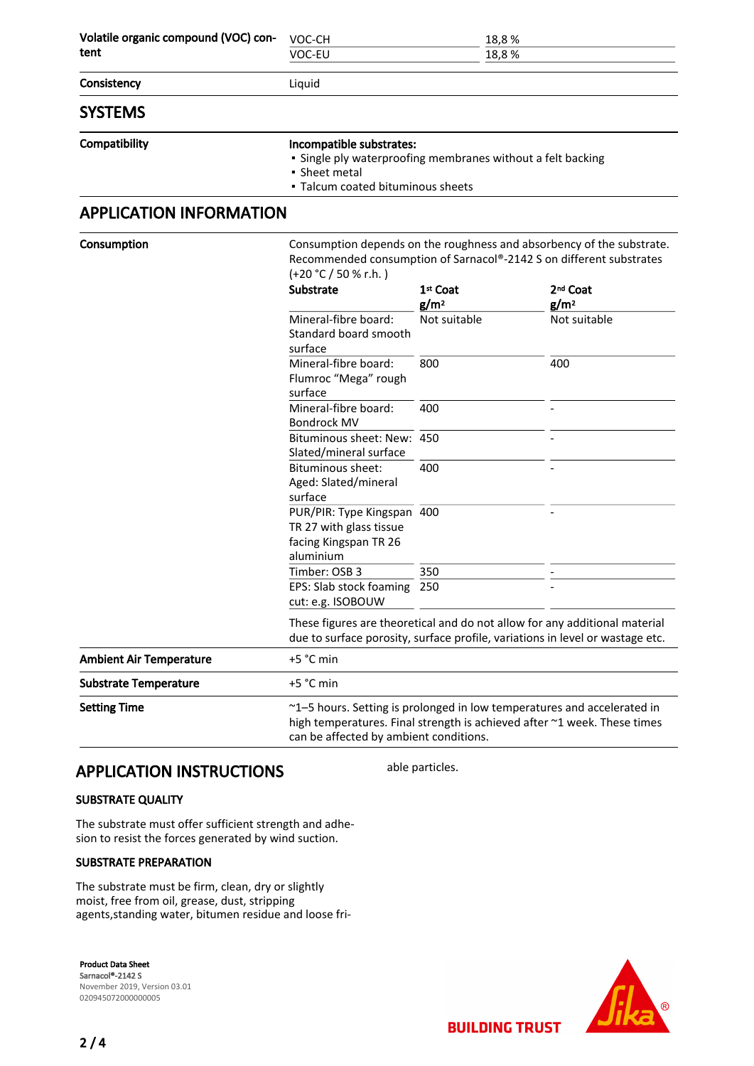| | | |
|---|---|---|
| **Volatile organic compound (VOC) content** | VOC-CH | 18,8 % |
| | VOC-EU | 18,8 % |
| **Consistency** | Liquid | |

## SYSTEMS

**Compatibility**

**Incompatible substrates:**
- Single ply waterproofing membranes without a felt backing
- Sheet metal
- Talcum coated bituminous sheets

## APPLICATION INFORMATION

**Consumption**

Consumption depends on the roughness and absorbency of the substrate. Recommended consumption of Sarnacol®-2142 S on different substrates (+20 °C / 50 % r.h. )

| Substrate | 1st Coat g/m² | 2nd Coat g/m² |
|---|---|---|
| Mineral-fibre board: Standard board smooth surface | Not suitable | Not suitable |
| Mineral-fibre board: Flumroc "Mega" rough surface | 800 | 400 |
| Mineral-fibre board: Bondrock MV | 400 | - |
| Bituminous sheet: New: Slated/mineral surface | 450 | - |
| Bituminous sheet: Aged: Slated/mineral surface | 400 | - |
| PUR/PIR: Type Kingspan TR 27 with glass tissue facing Kingspan TR 26 aluminium | 400 | - |
| Timber: OSB 3 | 350 | - |
| EPS: Slab stock foaming cut: e.g. ISOBOUW | 250 | - |

These figures are theoretical and do not allow for any additional material due to surface porosity, surface profile, variations in level or wastage etc.

| | |
|---|---|
| **Ambient Air Temperature** | +5 °C min |
| **Substrate Temperature** | +5 °C min |
| **Setting Time** | ~1–5 hours. Setting is prolonged in low temperatures and accelerated in high temperatures. Final strength is achieved after ~1 week. These times can be affected by ambient conditions. |

## APPLICATION INSTRUCTIONS

### SUBSTRATE QUALITY

The substrate must offer sufficient strength and adhesion to resist the forces generated by wind suction.

### SUBSTRATE PREPARATION

The substrate must be firm, clean, dry or slightly moist, free from oil, grease, dust, stripping agents,standing water, bitumen residue and loose friable particles.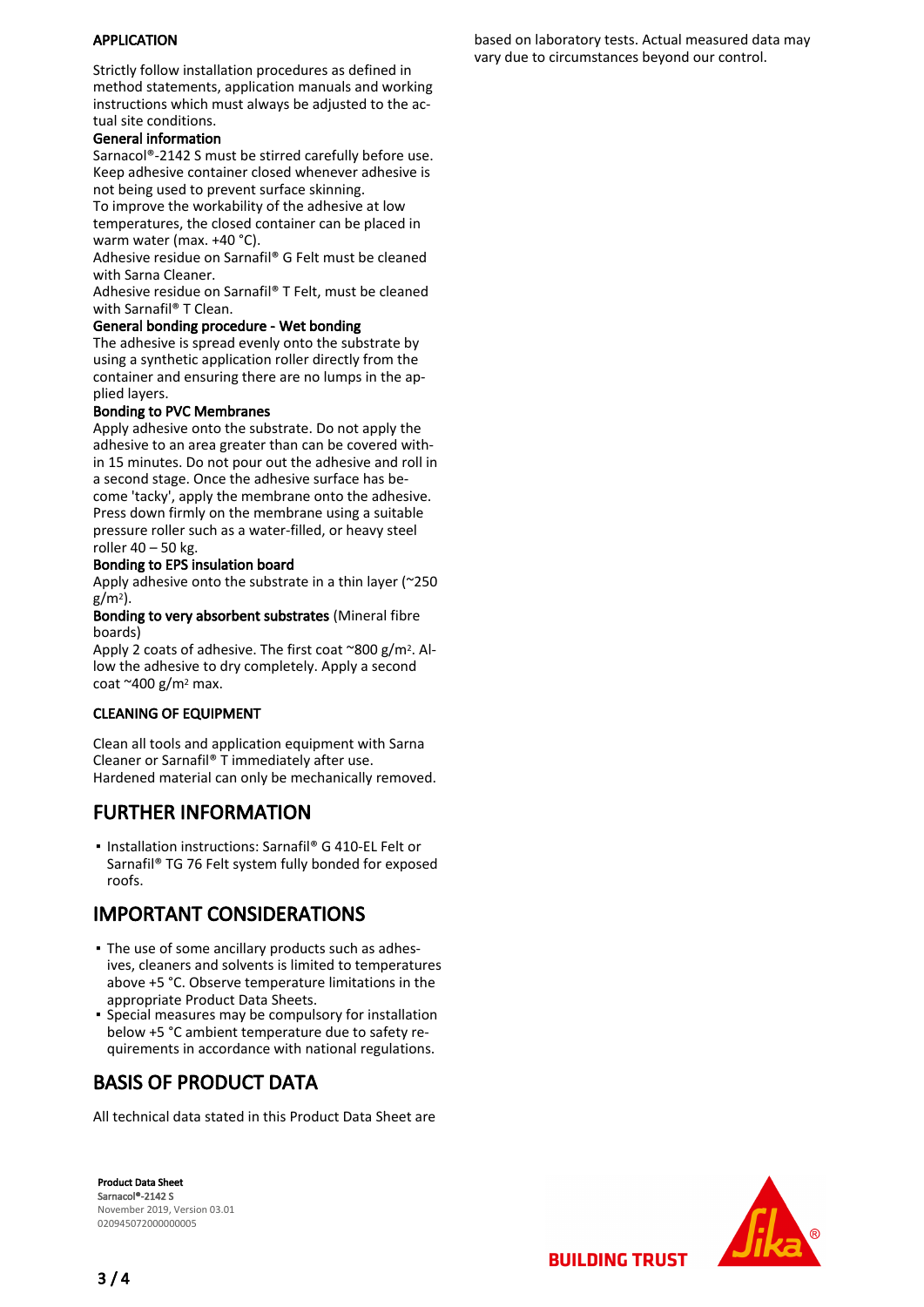## APPLICATION

Strictly follow installation procedures as defined in method statements, application manuals and working instructions which must always be adjusted to the actual site conditions.

**General information**

Sarnacol®-2142 S must be stirred carefully before use. Keep adhesive container closed whenever adhesive is not being used to prevent surface skinning.

To improve the workability of the adhesive at low temperatures, the closed container can be placed in warm water (max. +40 °C).

Adhesive residue on Sarnafil® G Felt must be cleaned with Sarna Cleaner.

Adhesive residue on Sarnafil® T Felt, must be cleaned with Sarnafil® T Clean.

**General bonding procedure - Wet bonding**

The adhesive is spread evenly onto the substrate by using a synthetic application roller directly from the container and ensuring there are no lumps in the applied layers.

**Bonding to PVC Membranes**

Apply adhesive onto the substrate. Do not apply the adhesive to an area greater than can be covered within 15 minutes. Do not pour out the adhesive and roll in a second stage. Once the adhesive surface has become 'tacky', apply the membrane onto the adhesive. Press down firmly on the membrane using a suitable pressure roller such as a water-filled, or heavy steel roller 40 – 50 kg.

**Bonding to EPS insulation board**

Apply adhesive onto the substrate in a thin layer (~250 g/m²).

**Bonding to very absorbent substrates** (Mineral fibre boards)

Apply 2 coats of adhesive. The first coat ~800 g/m². Allow the adhesive to dry completely. Apply a second coat ~400 g/m² max.

## CLEANING OF EQUIPMENT

Clean all tools and application equipment with Sarna Cleaner or Sarnafil® T immediately after use. Hardened material can only be mechanically removed.

# FURTHER INFORMATION

- Installation instructions: Sarnafil® G 410-EL Felt or Sarnafil® TG 76 Felt system fully bonded for exposed roofs.

# IMPORTANT CONSIDERATIONS

- The use of some ancillary products such as adhesives, cleaners and solvents is limited to temperatures above +5 °C. Observe temperature limitations in the appropriate Product Data Sheets.
- Special measures may be compulsory for installation below +5 °C ambient temperature due to safety requirements in accordance with national regulations.

# BASIS OF PRODUCT DATA

All technical data stated in this Product Data Sheet are based on laboratory tests. Actual measured data may vary due to circumstances beyond our control.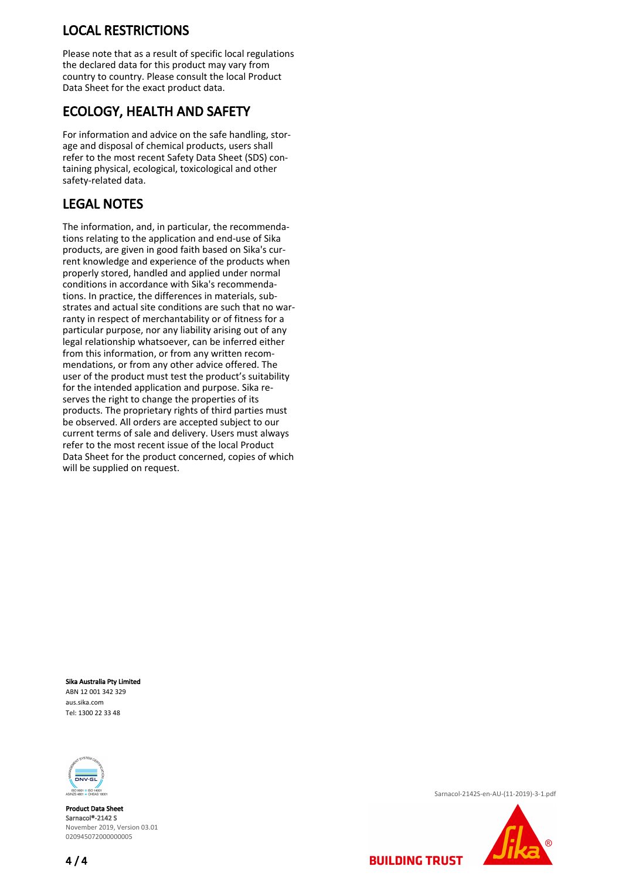## LOCAL RESTRICTIONS

Please note that as a result of specific local regulations the declared data for this product may vary from country to country. Please consult the local Product Data Sheet for the exact product data.

## ECOLOGY, HEALTH AND SAFETY

For information and advice on the safe handling, storage and disposal of chemical products, users shall refer to the most recent Safety Data Sheet (SDS) containing physical, ecological, toxicological and other safety-related data.

## LEGAL NOTES

The information, and, in particular, the recommendations relating to the application and end-use of Sika products, are given in good faith based on Sika's current knowledge and experience of the products when properly stored, handled and applied under normal conditions in accordance with Sika's recommendations. In practice, the differences in materials, substrates and actual site conditions are such that no warranty in respect of merchantability or of fitness for a particular purpose, nor any liability arising out of any legal relationship whatsoever, can be inferred either from this information, or from any written recommendations, or from any other advice offered. The user of the product must test the product's suitability for the intended application and purpose. Sika reserves the right to change the properties of its products. The proprietary rights of third parties must be observed. All orders are accepted subject to our current terms of sale and delivery. Users must always refer to the most recent issue of the local Product Data Sheet for the product concerned, copies of which will be supplied on request.

**Sika Australia Pty Limited**
ABN 12 001 342 329
aus.sika.com
Tel: 1300 22 33 48

**Product Data Sheet**
**Sarnacol®-2142 S**
November 2019, Version 03.01
020945072000000005

Sarnacol-2142S-en-AU-(11-2019)-3-1.pdf